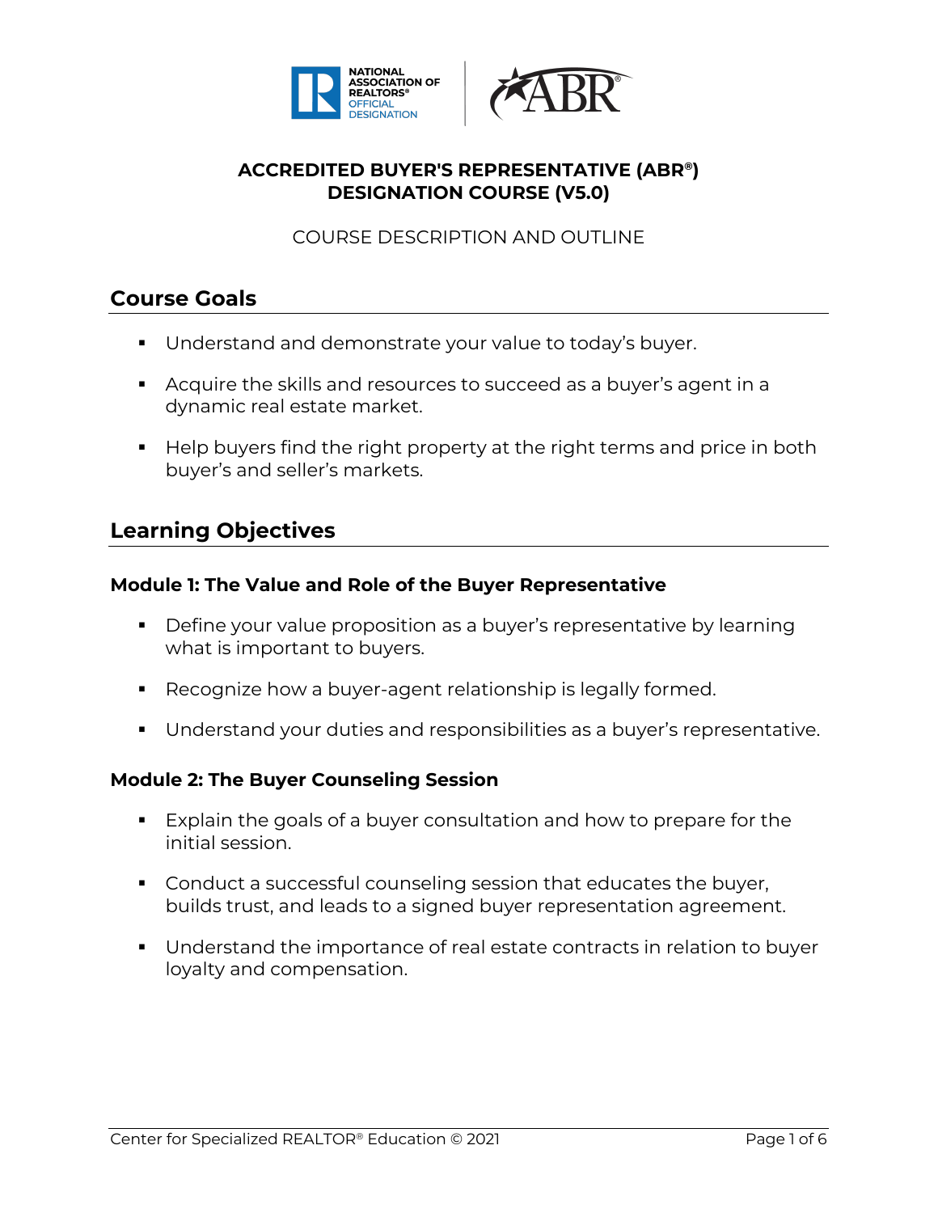# ACCREDITED BUYER'S REPRESENTATIVE (ABR®) DESIGNATION COURSE (V5.0)

COURSE DESCRIPTION AND OUTLINE

## Course Goals

- Understand and demonstrate your value to today's buyer.
- Acquire the skills and resources to succeed as a buyer's agent in a dynamic real estate market.
- Help buyers find the right property at the right terms and price in both buyer's and seller's markets.

## Learning Objectives

### Module 1: The Value and Role of the Buyer Representative

- Define your value proposition as a buyer's representative by learning what is important to buyers.
- Recognize how a buyer-agent relationship is legally formed.
- Understand your duties and responsibilities as a buyer's representative.

### Module 2: The Buyer Counseling Session

- Explain the goals of a buyer consultation and how to prepare for the initial session.
- Conduct a successful counseling session that educates the buyer, builds trust, and leads to a signed buyer representation agreement.
- Understand the importance of real estate contracts in relation to buyer loyalty and compensation.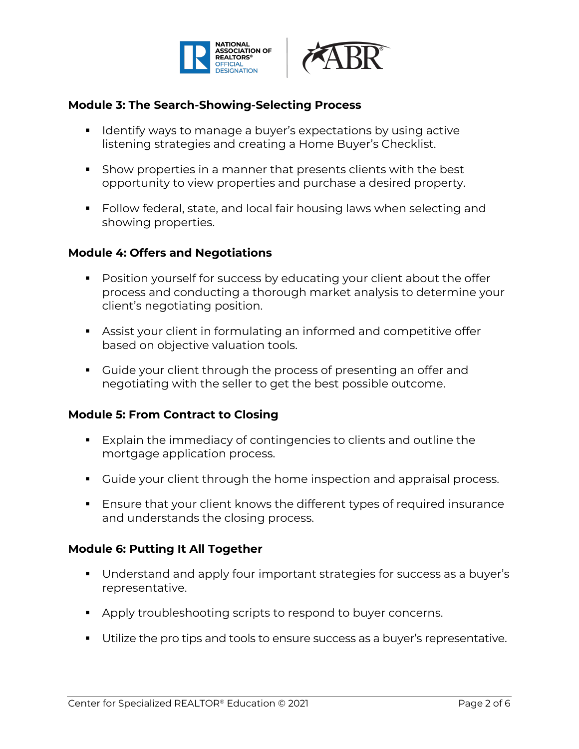## Module 3: The Search-Showing-Selecting Process

- Identify ways to manage a buyer's expectations by using active listening strategies and creating a Home Buyer's Checklist.
- Show properties in a manner that presents clients with the best opportunity to view properties and purchase a desired property.
- Follow federal, state, and local fair housing laws when selecting and showing properties.

## Module 4: Offers and Negotiations

- Position yourself for success by educating your client about the offer process and conducting a thorough market analysis to determine your client's negotiating position.
- Assist your client in formulating an informed and competitive offer based on objective valuation tools.
- Guide your client through the process of presenting an offer and negotiating with the seller to get the best possible outcome.

## Module 5: From Contract to Closing

- Explain the immediacy of contingencies to clients and outline the mortgage application process.
- Guide your client through the home inspection and appraisal process.
- Ensure that your client knows the different types of required insurance and understands the closing process.

## Module 6: Putting It All Together

- Understand and apply four important strategies for success as a buyer's representative.
- Apply troubleshooting scripts to respond to buyer concerns.
- Utilize the pro tips and tools to ensure success as a buyer's representative.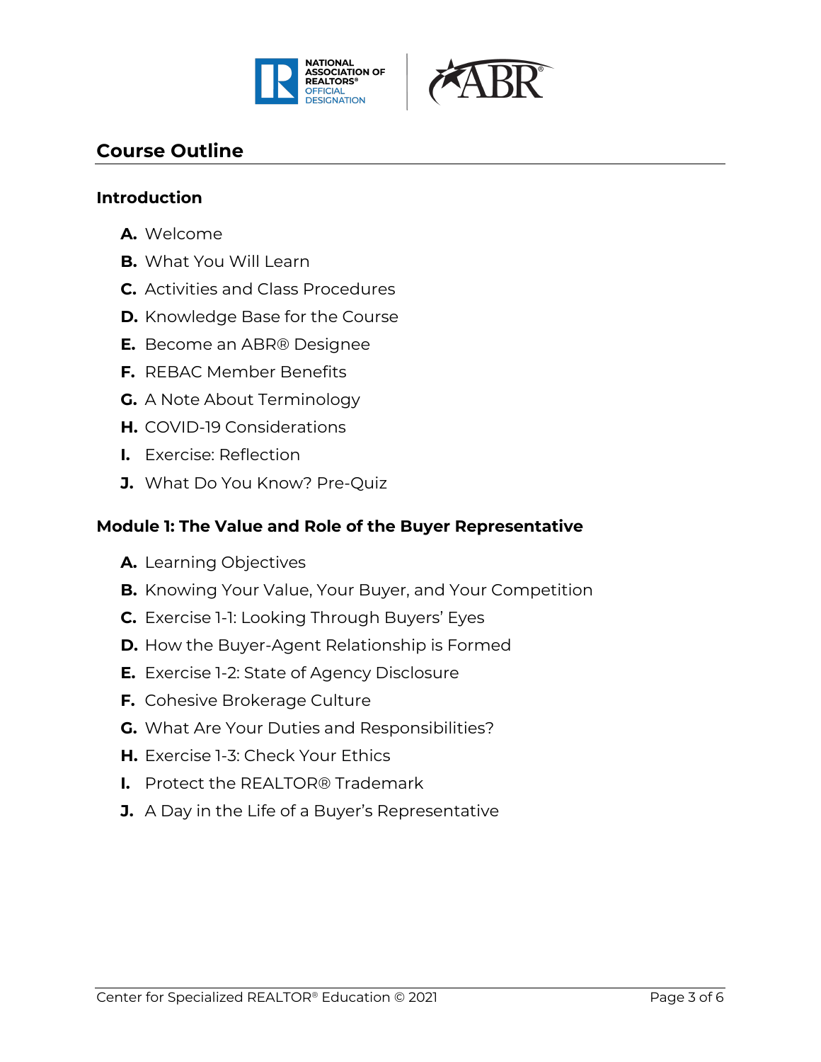## Course Outline

### Introduction

- **A.** Welcome
- **B.** What You Will Learn
- **C.** Activities and Class Procedures
- **D.** Knowledge Base for the Course
- **E.** Become an ABR® Designee
- **F.** REBAC Member Benefits
- **G.** A Note About Terminology
- **H.** COVID-19 Considerations
- **I.** Exercise: Reflection
- **J.** What Do You Know? Pre-Quiz

### Module 1: The Value and Role of the Buyer Representative

- **A.** Learning Objectives
- **B.** Knowing Your Value, Your Buyer, and Your Competition
- **C.** Exercise 1-1: Looking Through Buyers' Eyes
- **D.** How the Buyer-Agent Relationship is Formed
- **E.** Exercise 1-2: State of Agency Disclosure
- **F.** Cohesive Brokerage Culture
- **G.** What Are Your Duties and Responsibilities?
- **H.** Exercise 1-3: Check Your Ethics
- **I.** Protect the REALTOR® Trademark
- **J.** A Day in the Life of a Buyer's Representative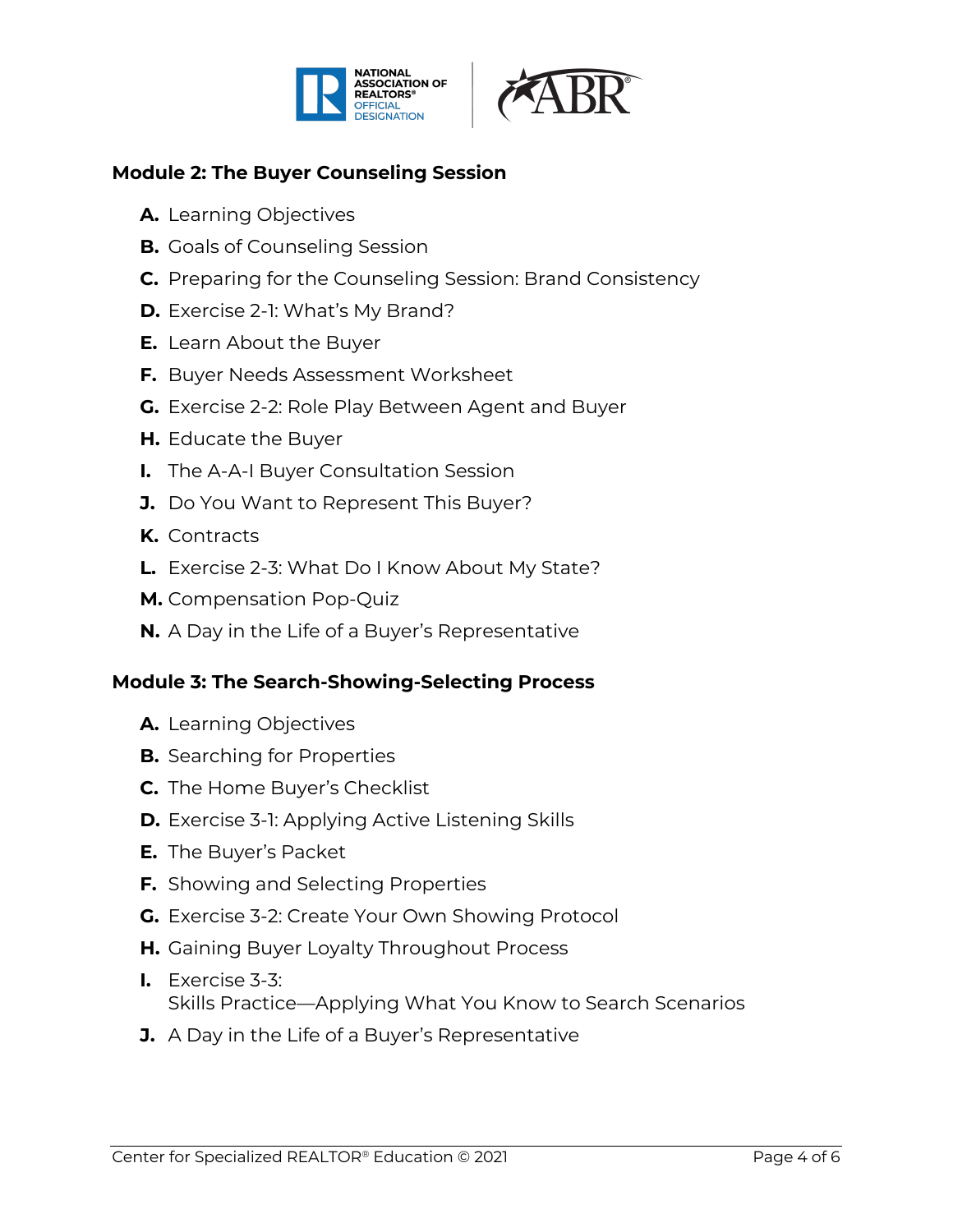## Module 2: The Buyer Counseling Session

- **A.** Learning Objectives
- **B.** Goals of Counseling Session
- **C.** Preparing for the Counseling Session: Brand Consistency
- **D.** Exercise 2-1: What's My Brand?
- **E.** Learn About the Buyer
- **F.** Buyer Needs Assessment Worksheet
- **G.** Exercise 2-2: Role Play Between Agent and Buyer
- **H.** Educate the Buyer
- **I.** The A-A-I Buyer Consultation Session
- **J.** Do You Want to Represent This Buyer?
- **K.** Contracts
- **L.** Exercise 2-3: What Do I Know About My State?
- **M.** Compensation Pop-Quiz
- **N.** A Day in the Life of a Buyer's Representative

## Module 3: The Search-Showing-Selecting Process

- **A.** Learning Objectives
- **B.** Searching for Properties
- **C.** The Home Buyer's Checklist
- **D.** Exercise 3-1: Applying Active Listening Skills
- **E.** The Buyer's Packet
- **F.** Showing and Selecting Properties
- **G.** Exercise 3-2: Create Your Own Showing Protocol
- **H.** Gaining Buyer Loyalty Throughout Process
- **I.** Exercise 3-3:
  Skills Practice—Applying What You Know to Search Scenarios
- **J.** A Day in the Life of a Buyer's Representative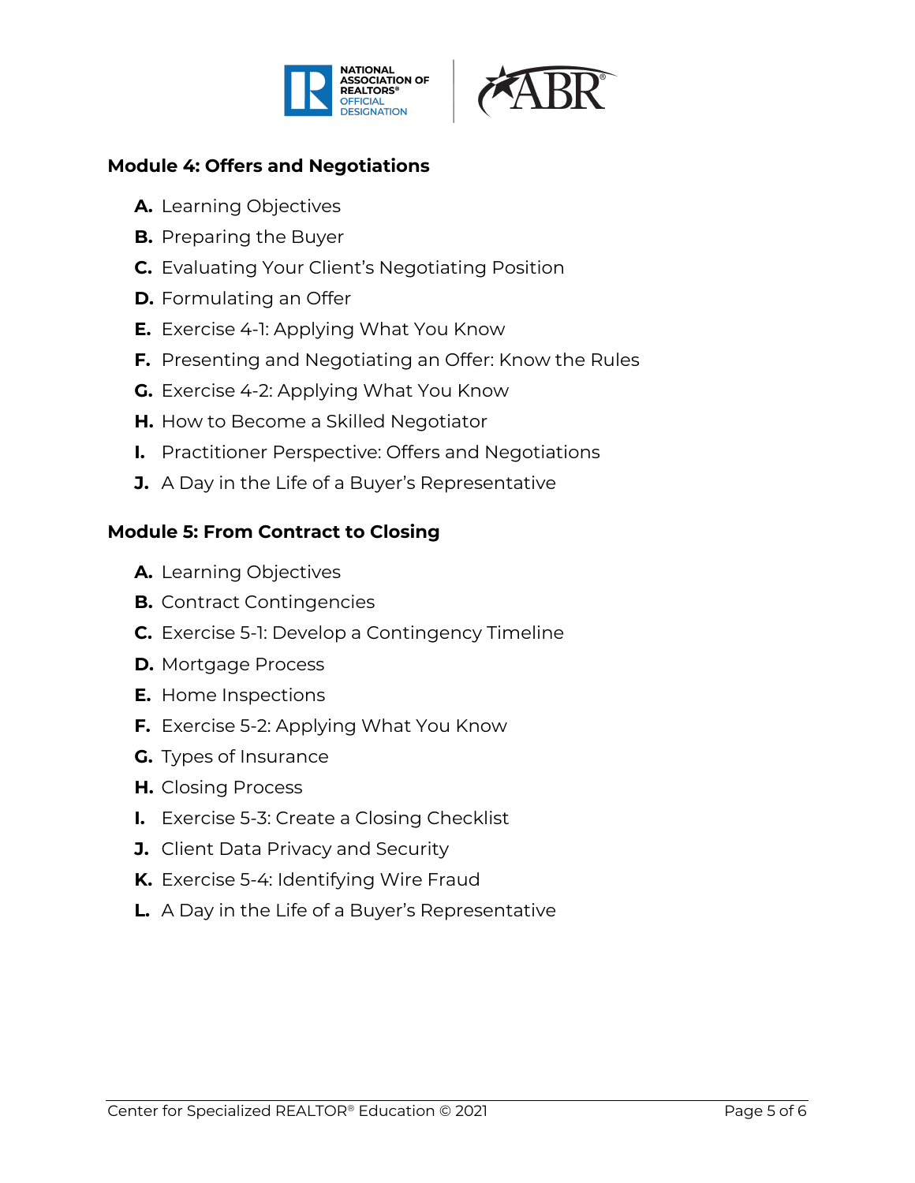## Module 4: Offers and Negotiations

- **A.** Learning Objectives
- **B.** Preparing the Buyer
- **C.** Evaluating Your Client's Negotiating Position
- **D.** Formulating an Offer
- **E.** Exercise 4-1: Applying What You Know
- **F.** Presenting and Negotiating an Offer: Know the Rules
- **G.** Exercise 4-2: Applying What You Know
- **H.** How to Become a Skilled Negotiator
- **I.** Practitioner Perspective: Offers and Negotiations
- **J.** A Day in the Life of a Buyer's Representative

## Module 5: From Contract to Closing

- **A.** Learning Objectives
- **B.** Contract Contingencies
- **C.** Exercise 5-1: Develop a Contingency Timeline
- **D.** Mortgage Process
- **E.** Home Inspections
- **F.** Exercise 5-2: Applying What You Know
- **G.** Types of Insurance
- **H.** Closing Process
- **I.** Exercise 5-3: Create a Closing Checklist
- **J.** Client Data Privacy and Security
- **K.** Exercise 5-4: Identifying Wire Fraud
- **L.** A Day in the Life of a Buyer's Representative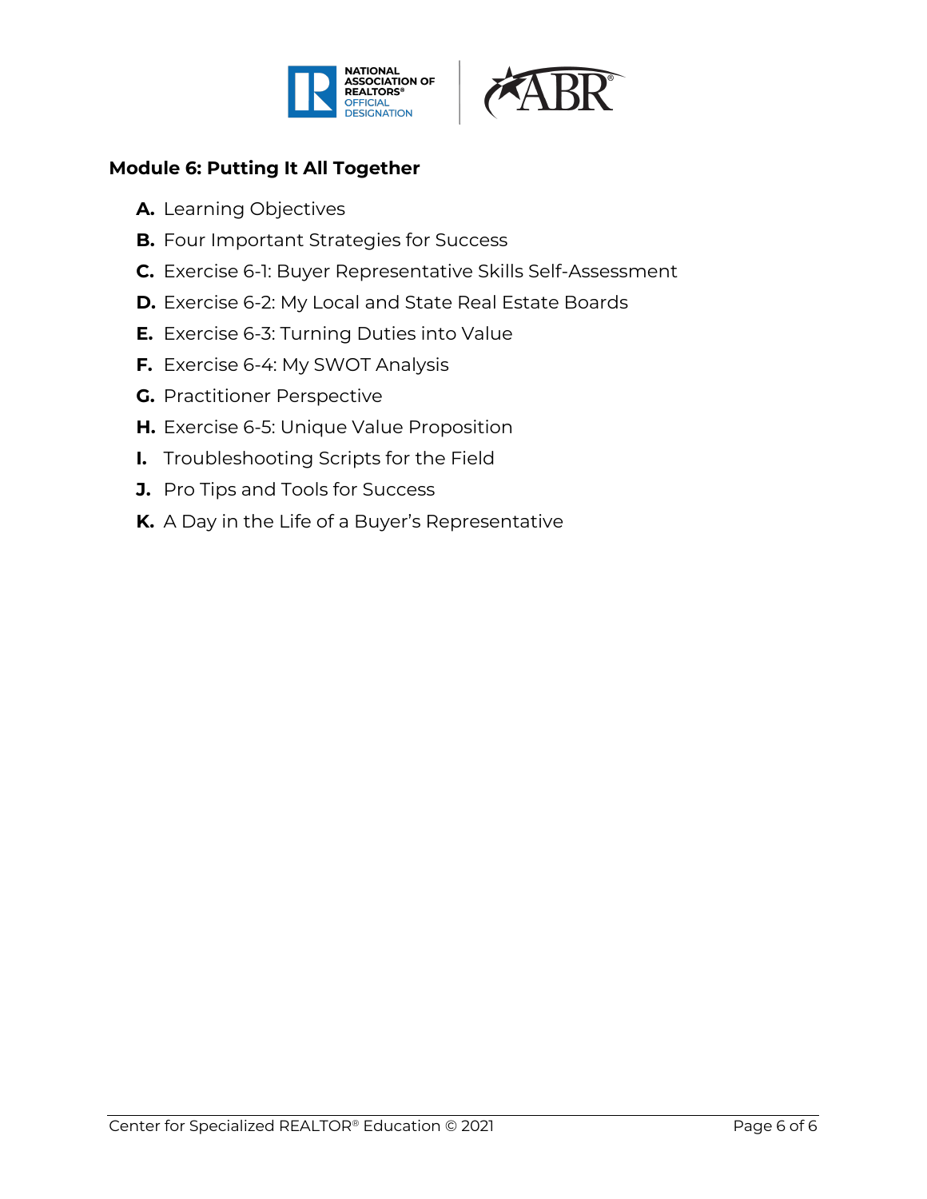## Module 6: Putting It All Together

- **A.** Learning Objectives
- **B.** Four Important Strategies for Success
- **C.** Exercise 6-1: Buyer Representative Skills Self-Assessment
- **D.** Exercise 6-2: My Local and State Real Estate Boards
- **E.** Exercise 6-3: Turning Duties into Value
- **F.** Exercise 6-4: My SWOT Analysis
- **G.** Practitioner Perspective
- **H.** Exercise 6-5: Unique Value Proposition
- **I.** Troubleshooting Scripts for the Field
- **J.** Pro Tips and Tools for Success
- **K.** A Day in the Life of a Buyer's Representative